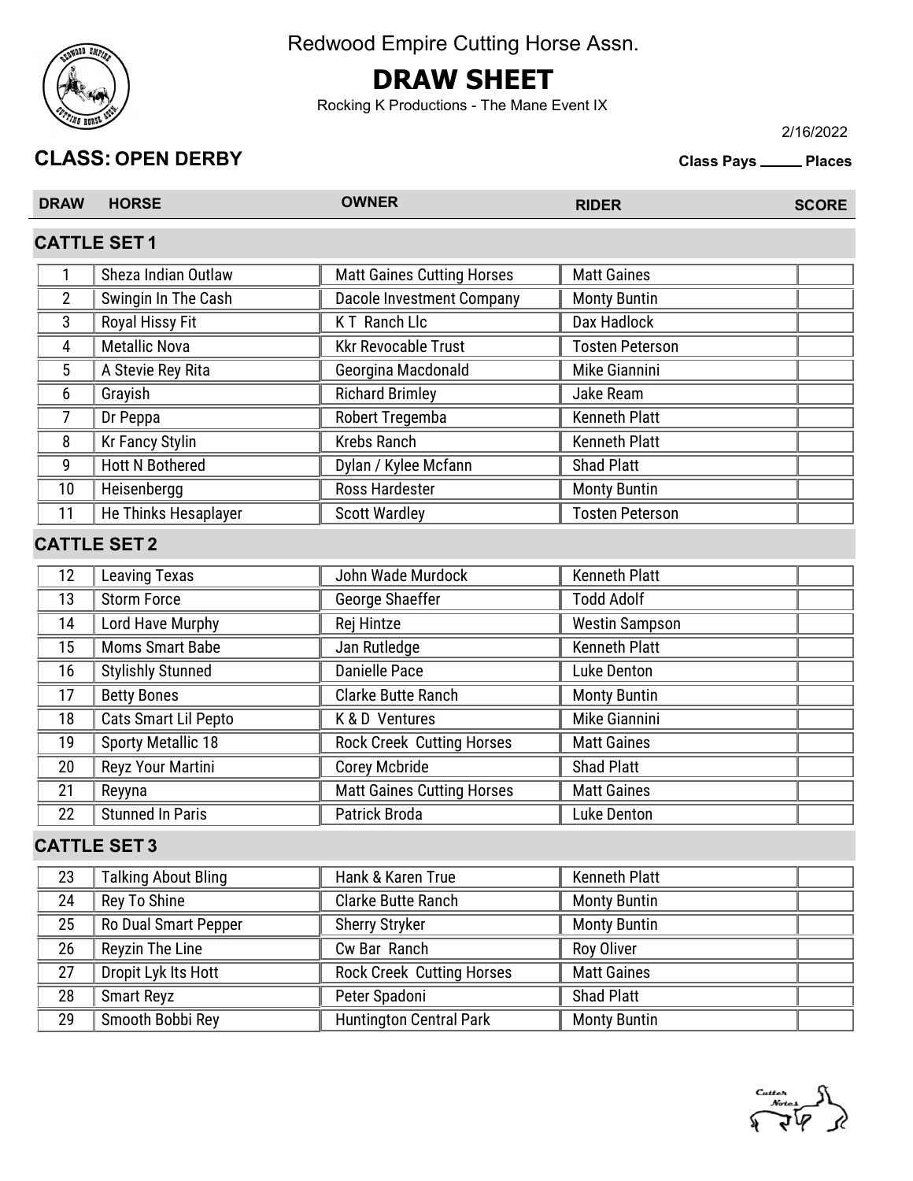Redwood Empire Cutting Horse Assn.

# DRAW SHEET

Rocking K Productions - The Mane Event IX

2/16/2022

## CLASS: OPEN DERBY

**Class Pays \_\_\_\_\_ Places**

| DRAW | HORSE | OWNER | RIDER | SCORE |
|---|---|---|---|---|
| **CATTLE SET 1** | | | | |
| 1 | Sheza Indian Outlaw | Matt Gaines Cutting Horses | Matt Gaines | |
| 2 | Swingin In The Cash | Dacole Investment Company | Monty Buntin | |
| 3 | Royal Hissy Fit | K T Ranch Llc | Dax Hadlock | |
| 4 | Metallic Nova | Kkr Revocable Trust | Tosten Peterson | |
| 5 | A Stevie Rey Rita | Georgina Macdonald | Mike Giannini | |
| 6 | Grayish | Richard Brimley | Jake Ream | |
| 7 | Dr Peppa | Robert Tregemba | Kenneth Platt | |
| 8 | Kr Fancy Stylin | Krebs Ranch | Kenneth Platt | |
| 9 | Hott N Bothered | Dylan / Kylee Mcfann | Shad Platt | |
| 10 | Heisenbergg | Ross Hardester | Monty Buntin | |
| 11 | He Thinks Hesaplayer | Scott Wardley | Tosten Peterson | |
| **CATTLE SET 2** | | | | |
| 12 | Leaving Texas | John Wade Murdock | Kenneth Platt | |
| 13 | Storm Force | George Shaeffer | Todd Adolf | |
| 14 | Lord Have Murphy | Rej Hintze | Westin Sampson | |
| 15 | Moms Smart Babe | Jan Rutledge | Kenneth Platt | |
| 16 | Stylishly Stunned | Danielle Pace | Luke Denton | |
| 17 | Betty Bones | Clarke Butte Ranch | Monty Buntin | |
| 18 | Cats Smart Lil Pepto | K & D Ventures | Mike Giannini | |
| 19 | Sporty Metallic 18 | Rock Creek Cutting Horses | Matt Gaines | |
| 20 | Reyz Your Martini | Corey Mcbride | Shad Platt | |
| 21 | Reyyna | Matt Gaines Cutting Horses | Matt Gaines | |
| 22 | Stunned In Paris | Patrick Broda | Luke Denton | |
| **CATTLE SET 3** | | | | |
| 23 | Talking About Bling | Hank & Karen True | Kenneth Platt | |
| 24 | Rey To Shine | Clarke Butte Ranch | Monty Buntin | |
| 25 | Ro Dual Smart Pepper | Sherry Stryker | Monty Buntin | |
| 26 | Reyzin The Line | Cw Bar Ranch | Roy Oliver | |
| 27 | Dropit Lyk Its Hott | Rock Creek Cutting Horses | Matt Gaines | |
| 28 | Smart Reyz | Peter Spadoni | Shad Platt | |
| 29 | Smooth Bobbi Rey | Huntington Central Park | Monty Buntin | |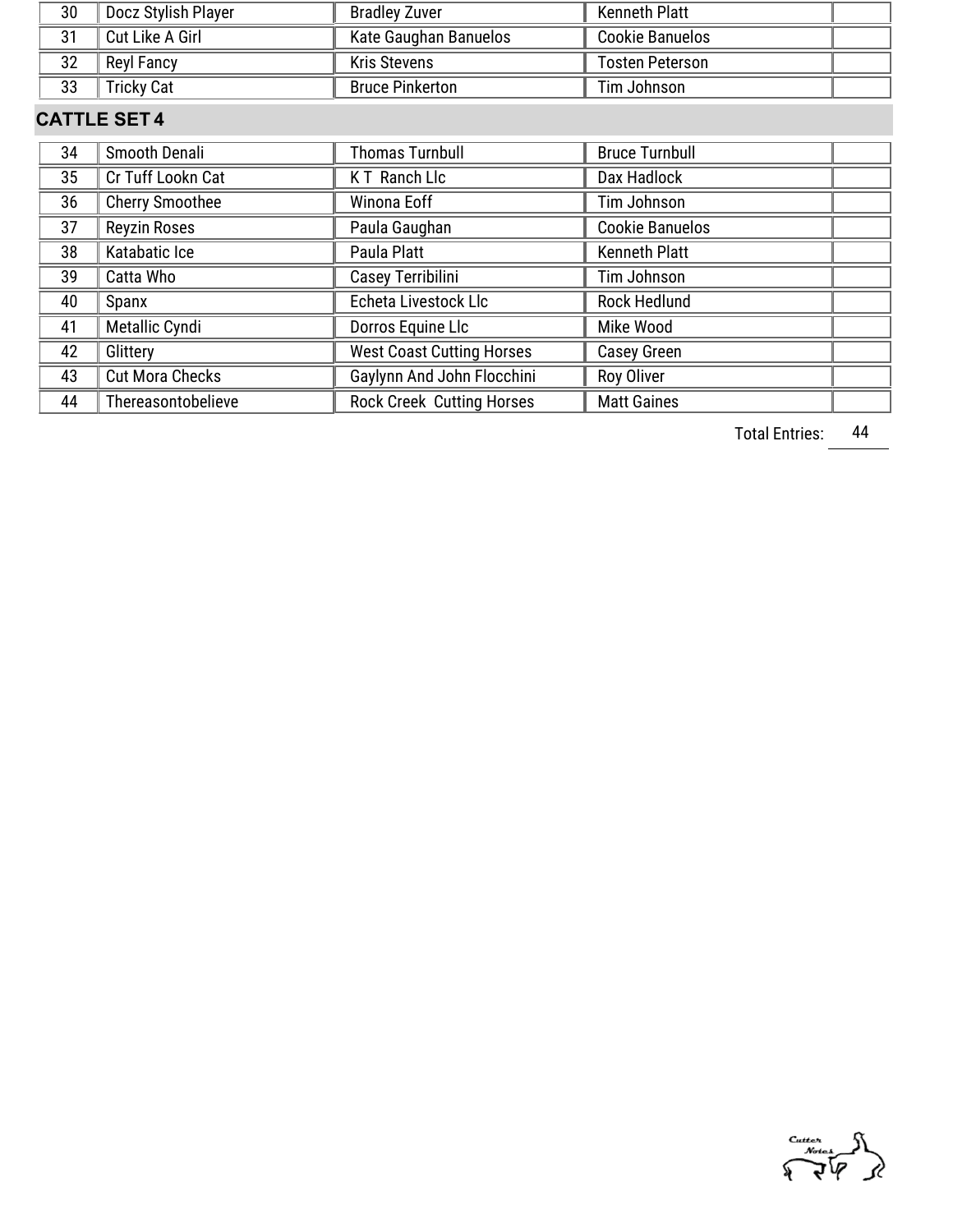| | | | | |
|---|---|---|---|---|
| 30 | Docz Stylish Player | Bradley Zuver | Kenneth Platt | |
| 31 | Cut Like A Girl | Kate Gaughan Banuelos | Cookie Banuelos | |
| 32 | Reyl Fancy | Kris Stevens | Tosten Peterson | |
| 33 | Tricky Cat | Bruce Pinkerton | Tim Johnson | |

## CATTLE SET 4

| | | | | |
|---|---|---|---|---|
| 34 | Smooth Denali | Thomas Turnbull | Bruce Turnbull | |
| 35 | Cr Tuff Lookn Cat | K T Ranch Llc | Dax Hadlock | |
| 36 | Cherry Smoothee | Winona Eoff | Tim Johnson | |
| 37 | Reyzin Roses | Paula Gaughan | Cookie Banuelos | |
| 38 | Katabatic Ice | Paula Platt | Kenneth Platt | |
| 39 | Catta Who | Casey Terribilini | Tim Johnson | |
| 40 | Spanx | Echeta Livestock Llc | Rock Hedlund | |
| 41 | Metallic Cyndi | Dorros Equine Llc | Mike Wood | |
| 42 | Glittery | West Coast Cutting Horses | Casey Green | |
| 43 | Cut Mora Checks | Gaylynn And John Flocchini | Roy Oliver | |
| 44 | Thereasontobelieve | Rock Creek Cutting Horses | Matt Gaines | |

Total Entries: 44